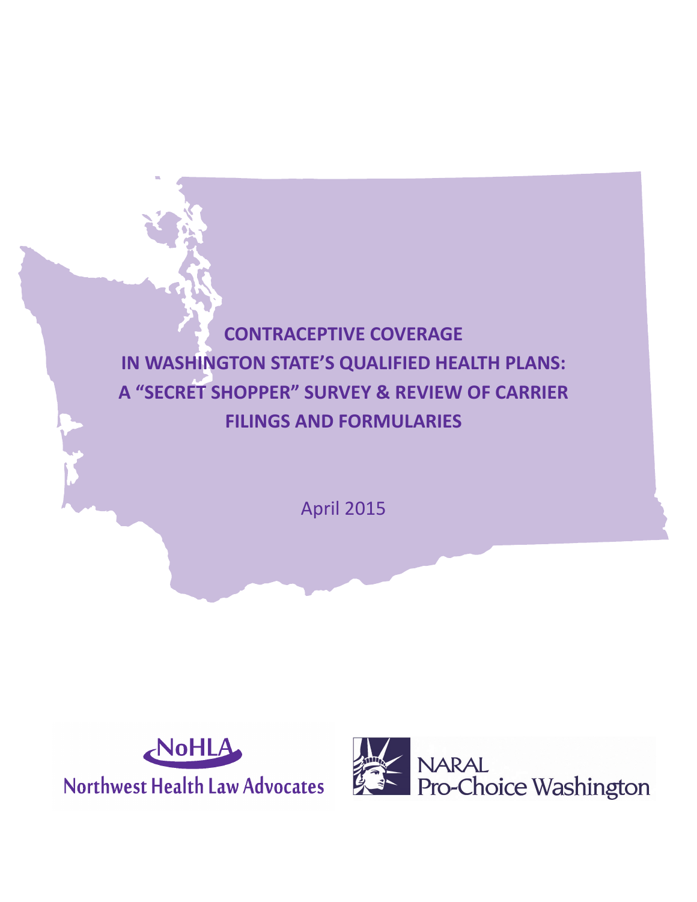# CONTRACEPTIVE COVERAGE IN WASHINGTON STATE'S QUALIFIED HEALTH PLANS: A "SECRET SHOPPER" SURVEY & REVIEW OF CARRIER FILINGS AND FORMULARIES

April 2015

NoHLA
Northwest Health Law Advocates

NARAL
Pro-Choice Washington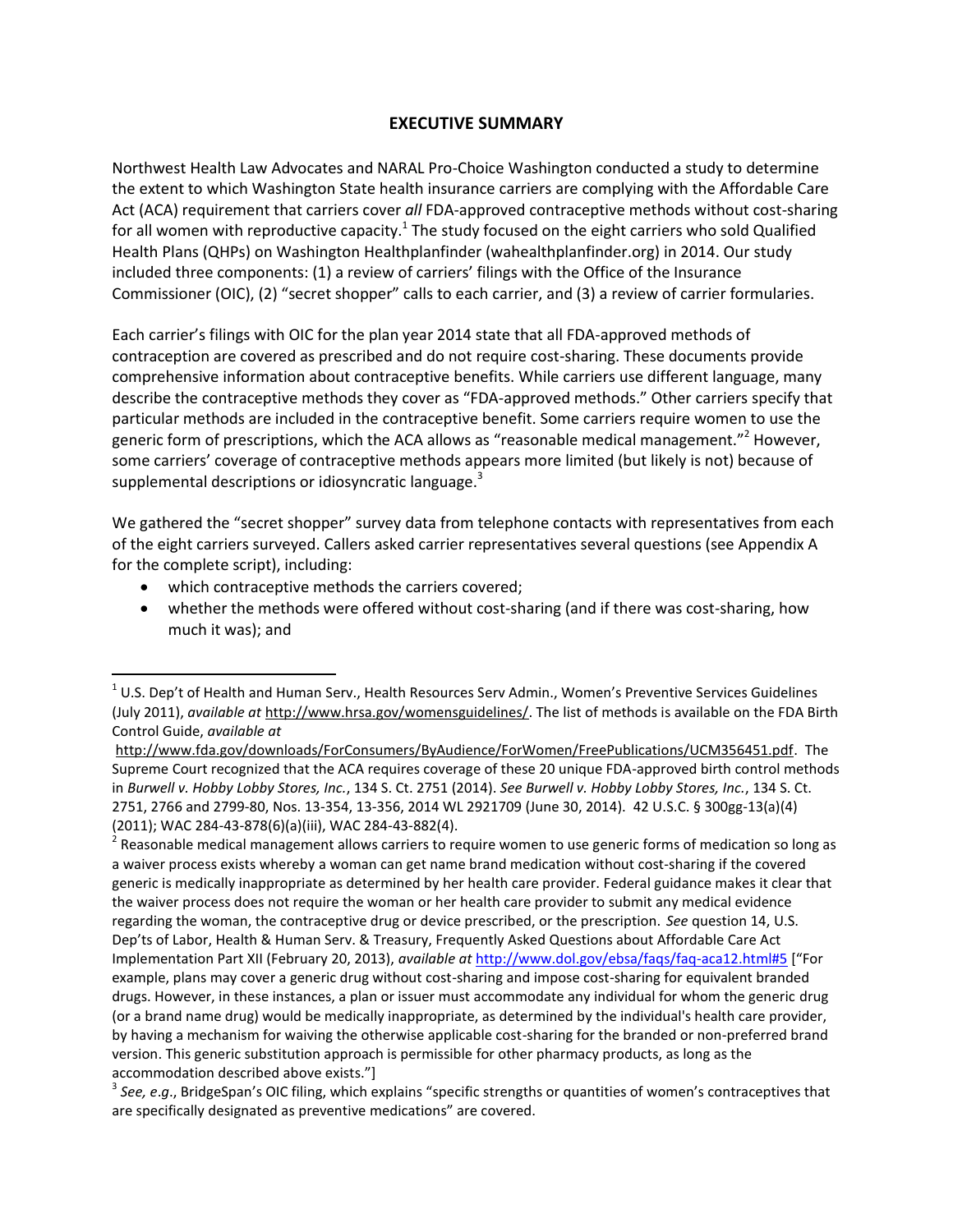## EXECUTIVE SUMMARY

Northwest Health Law Advocates and NARAL Pro-Choice Washington conducted a study to determine the extent to which Washington State health insurance carriers are complying with the Affordable Care Act (ACA) requirement that carriers cover *all* FDA-approved contraceptive methods without cost-sharing for all women with reproductive capacity.[1] The study focused on the eight carriers who sold Qualified Health Plans (QHPs) on Washington Healthplanfinder (wahealthplanfinder.org) in 2014. Our study included three components: (1) a review of carriers' filings with the Office of the Insurance Commissioner (OIC), (2) "secret shopper" calls to each carrier, and (3) a review of carrier formularies.

Each carrier's filings with OIC for the plan year 2014 state that all FDA-approved methods of contraception are covered as prescribed and do not require cost-sharing. These documents provide comprehensive information about contraceptive benefits. While carriers use different language, many describe the contraceptive methods they cover as "FDA-approved methods." Other carriers specify that particular methods are included in the contraceptive benefit. Some carriers require women to use the generic form of prescriptions, which the ACA allows as "reasonable medical management."[2] However, some carriers' coverage of contraceptive methods appears more limited (but likely is not) because of supplemental descriptions or idiosyncratic language.[3]

We gathered the "secret shopper" survey data from telephone contacts with representatives from each of the eight carriers surveyed. Callers asked carrier representatives several questions (see Appendix A for the complete script), including:

- which contraceptive methods the carriers covered;
- whether the methods were offered without cost-sharing (and if there was cost-sharing, how much it was); and

---

[1] U.S. Dep't of Health and Human Serv., Health Resources Serv Admin., Women's Preventive Services Guidelines (July 2011), *available at* http://www.hrsa.gov/womensguidelines/. The list of methods is available on the FDA Birth Control Guide, *available at* http://www.fda.gov/downloads/ForConsumers/ByAudience/ForWomen/FreePublications/UCM356451.pdf. The Supreme Court recognized that the ACA requires coverage of these 20 unique FDA-approved birth control methods in *Burwell v. Hobby Lobby Stores, Inc.*, 134 S. Ct. 2751 (2014). *See Burwell v. Hobby Lobby Stores, Inc.*, 134 S. Ct. 2751, 2766 and 2799-80, Nos. 13-354, 13-356, 2014 WL 2921709 (June 30, 2014). 42 U.S.C. § 300gg-13(a)(4) (2011); WAC 284-43-878(6)(a)(iii), WAC 284-43-882(4).

[2] Reasonable medical management allows carriers to require women to use generic forms of medication so long as a waiver process exists whereby a woman can get name brand medication without cost-sharing if the covered generic is medically inappropriate as determined by her health care provider. Federal guidance makes it clear that the waiver process does not require the woman or her health care provider to submit any medical evidence regarding the woman, the contraceptive drug or device prescribed, or the prescription. *See* question 14, U.S. Dep'ts of Labor, Health & Human Serv. & Treasury, Frequently Asked Questions about Affordable Care Act Implementation Part XII (February 20, 2013), *available at* http://www.dol.gov/ebsa/faqs/faq-aca12.html#5 ["For example, plans may cover a generic drug without cost-sharing and impose cost-sharing for equivalent branded drugs. However, in these instances, a plan or issuer must accommodate any individual for whom the generic drug (or a brand name drug) would be medically inappropriate, as determined by the individual's health care provider, by having a mechanism for waiving the otherwise applicable cost-sharing for the branded or non-preferred brand version. This generic substitution approach is permissible for other pharmacy products, as long as the accommodation described above exists."]

[3] *See, e.g.*, BridgeSpan's OIC filing, which explains "specific strengths or quantities of women's contraceptives that are specifically designated as preventive medications" are covered.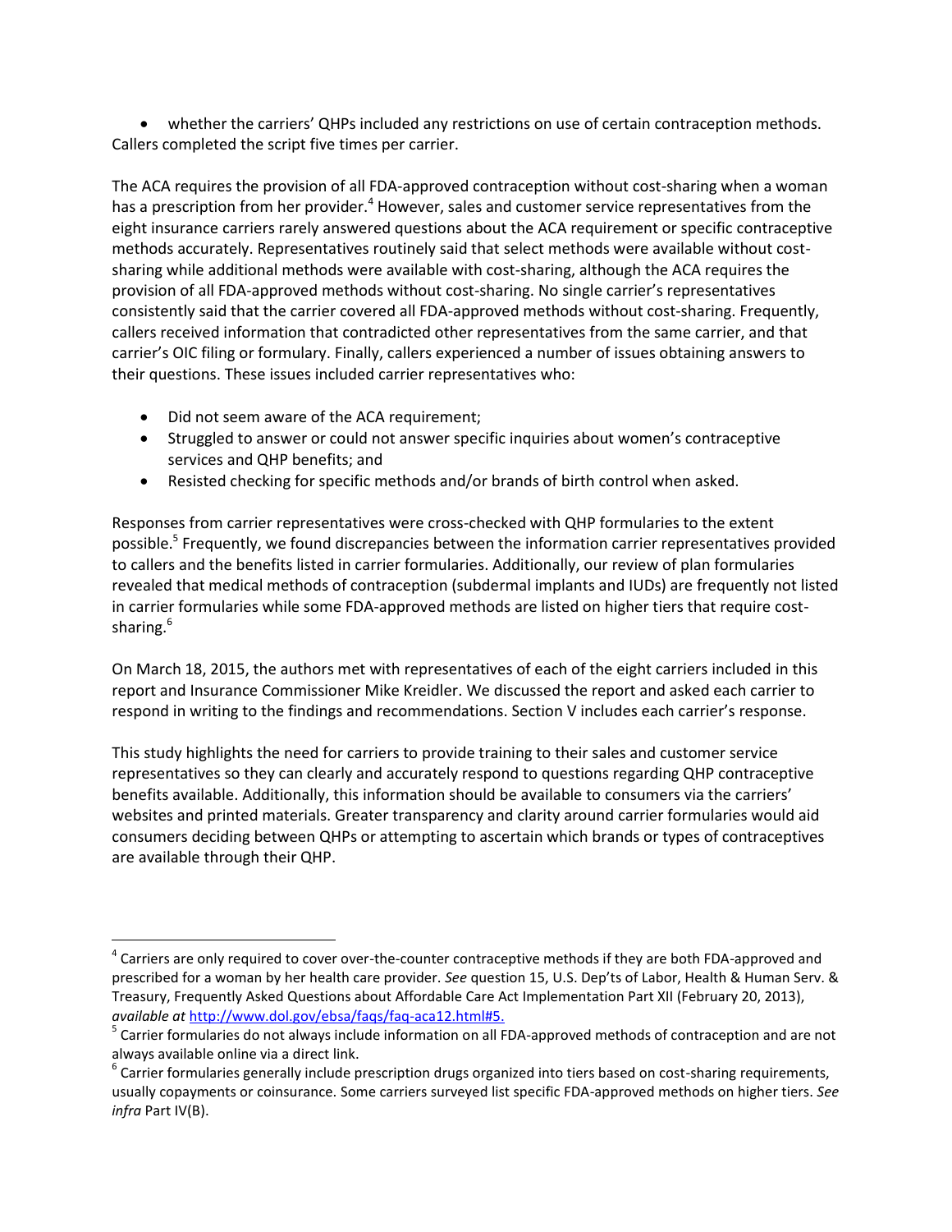- whether the carriers' QHPs included any restrictions on use of certain contraception methods.

Callers completed the script five times per carrier.

The ACA requires the provision of all FDA-approved contraception without cost-sharing when a woman has a prescription from her provider.[4] However, sales and customer service representatives from the eight insurance carriers rarely answered questions about the ACA requirement or specific contraceptive methods accurately. Representatives routinely said that select methods were available without cost-sharing while additional methods were available with cost-sharing, although the ACA requires the provision of all FDA-approved methods without cost-sharing. No single carrier's representatives consistently said that the carrier covered all FDA-approved methods without cost-sharing. Frequently, callers received information that contradicted other representatives from the same carrier, and that carrier's OIC filing or formulary. Finally, callers experienced a number of issues obtaining answers to their questions. These issues included carrier representatives who:

- Did not seem aware of the ACA requirement;
- Struggled to answer or could not answer specific inquiries about women's contraceptive services and QHP benefits; and
- Resisted checking for specific methods and/or brands of birth control when asked.

Responses from carrier representatives were cross-checked with QHP formularies to the extent possible.[5] Frequently, we found discrepancies between the information carrier representatives provided to callers and the benefits listed in carrier formularies. Additionally, our review of plan formularies revealed that medical methods of contraception (subdermal implants and IUDs) are frequently not listed in carrier formularies while some FDA-approved methods are listed on higher tiers that require cost-sharing.[6]

On March 18, 2015, the authors met with representatives of each of the eight carriers included in this report and Insurance Commissioner Mike Kreidler. We discussed the report and asked each carrier to respond in writing to the findings and recommendations. Section V includes each carrier's response.

This study highlights the need for carriers to provide training to their sales and customer service representatives so they can clearly and accurately respond to questions regarding QHP contraceptive benefits available. Additionally, this information should be available to consumers via the carriers' websites and printed materials. Greater transparency and clarity around carrier formularies would aid consumers deciding between QHPs or attempting to ascertain which brands or types of contraceptives are available through their QHP.

---

[4] Carriers are only required to cover over-the-counter contraceptive methods if they are both FDA-approved and prescribed for a woman by her health care provider. *See* question 15, U.S. Dep'ts of Labor, Health & Human Serv. & Treasury, Frequently Asked Questions about Affordable Care Act Implementation Part XII (February 20, 2013), *available at* http://www.dol.gov/ebsa/faqs/faq-aca12.html#5.

[5] Carrier formularies do not always include information on all FDA-approved methods of contraception and are not always available online via a direct link.

[6] Carrier formularies generally include prescription drugs organized into tiers based on cost-sharing requirements, usually copayments or coinsurance. Some carriers surveyed list specific FDA-approved methods on higher tiers. *See infra* Part IV(B).